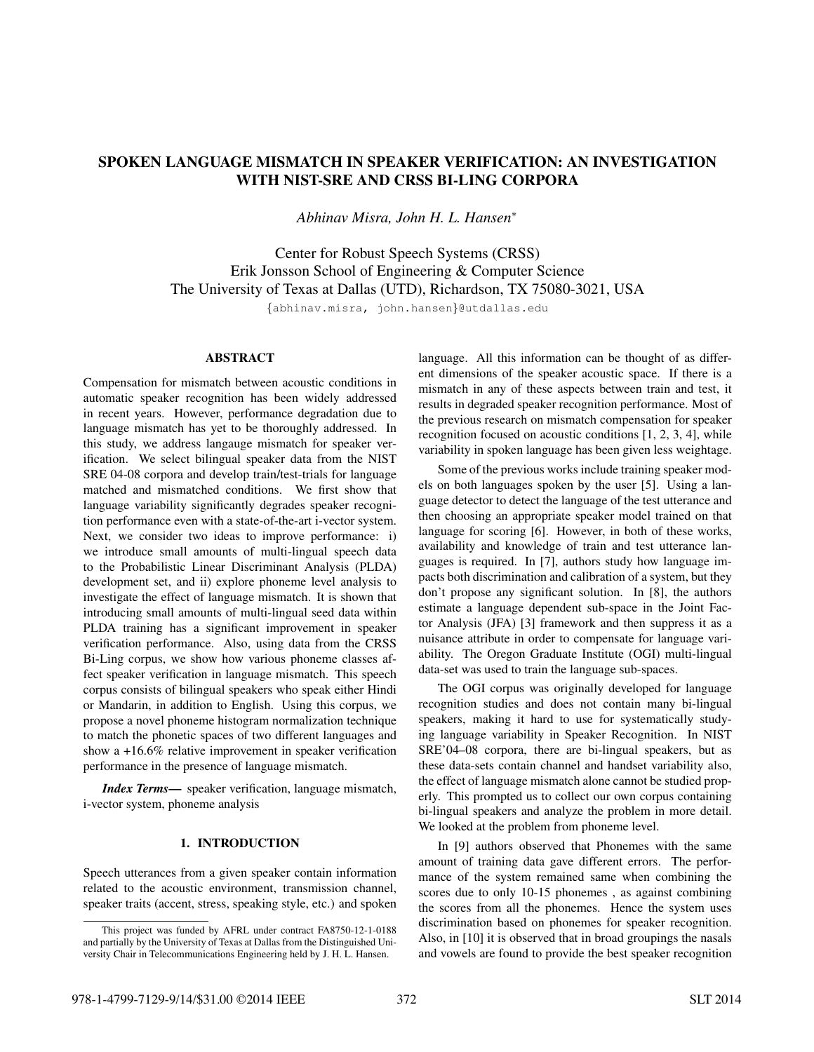# SPOKEN LANGUAGE MISMATCH IN SPEAKER VERIFICATION: AN INVESTIGATION WITH NIST-SRE AND CRSS BI-LING CORPORA

*Abhinav Misra, John H. L. Hansen**

Center for Robust Speech Systems (CRSS)
Erik Jonsson School of Engineering & Computer Science
The University of Texas at Dallas (UTD), Richardson, TX 75080-3021, USA

{abhinav.misra, john.hansen}@utdallas.edu

## ABSTRACT

Compensation for mismatch between acoustic conditions in automatic speaker recognition has been widely addressed in recent years. However, performance degradation due to language mismatch has yet to be thoroughly addressed. In this study, we address langauge mismatch for speaker verification. We select bilingual speaker data from the NIST SRE 04-08 corpora and develop train/test-trials for language matched and mismatched conditions. We first show that language variability significantly degrades speaker recognition performance even with a state-of-the-art i-vector system. Next, we consider two ideas to improve performance: i) we introduce small amounts of multi-lingual speech data to the Probabilistic Linear Discriminant Analysis (PLDA) development set, and ii) explore phoneme level analysis to investigate the effect of language mismatch. It is shown that introducing small amounts of multi-lingual seed data within PLDA training has a significant improvement in speaker verification performance. Also, using data from the CRSS Bi-Ling corpus, we show how various phoneme classes affect speaker verification in language mismatch. This speech corpus consists of bilingual speakers who speak either Hindi or Mandarin, in addition to English. Using this corpus, we propose a novel phoneme histogram normalization technique to match the phonetic spaces of two different languages and show a +16.6% relative improvement in speaker verification performance in the presence of language mismatch.

***Index Terms*—** speaker verification, language mismatch, i-vector system, phoneme analysis

## 1. INTRODUCTION

Speech utterances from a given speaker contain information related to the acoustic environment, transmission channel, speaker traits (accent, stress, speaking style, etc.) and spoken language. All this information can be thought of as different dimensions of the speaker acoustic space. If there is a mismatch in any of these aspects between train and test, it results in degraded speaker recognition performance. Most of the previous research on mismatch compensation for speaker recognition focused on acoustic conditions [1, 2, 3, 4], while variability in spoken language has been given less weightage.

Some of the previous works include training speaker models on both languages spoken by the user [5]. Using a language detector to detect the language of the test utterance and then choosing an appropriate speaker model trained on that language for scoring [6]. However, in both of these works, availability and knowledge of train and test utterance languages is required. In [7], authors study how language impacts both discrimination and calibration of a system, but they don't propose any significant solution. In [8], the authors estimate a language dependent sub-space in the Joint Factor Analysis (JFA) [3] framework and then suppress it as a nuisance attribute in order to compensate for language variability. The Oregon Graduate Institute (OGI) multi-lingual data-set was used to train the language sub-spaces.

The OGI corpus was originally developed for language recognition studies and does not contain many bi-lingual speakers, making it hard to use for systematically studying language variability in Speaker Recognition. In NIST SRE'04–08 corpora, there are bi-lingual speakers, but as these data-sets contain channel and handset variability also, the effect of language mismatch alone cannot be studied properly. This prompted us to collect our own corpus containing bi-lingual speakers and analyze the problem in more detail. We looked at the problem from phoneme level.

In [9] authors observed that Phonemes with the same amount of training data gave different errors. The performance of the system remained same when combining the scores due to only 10-15 phonemes , as against combining the scores from all the phonemes. Hence the system uses discrimination based on phonemes for speaker recognition. Also, in [10] it is observed that in broad groupings the nasals and vowels are found to provide the best speaker recognition

---

*This project was funded by AFRL under contract FA8750-12-1-0188 and partially by the University of Texas at Dallas from the Distinguished University Chair in Telecommunications Engineering held by J. H. L. Hansen.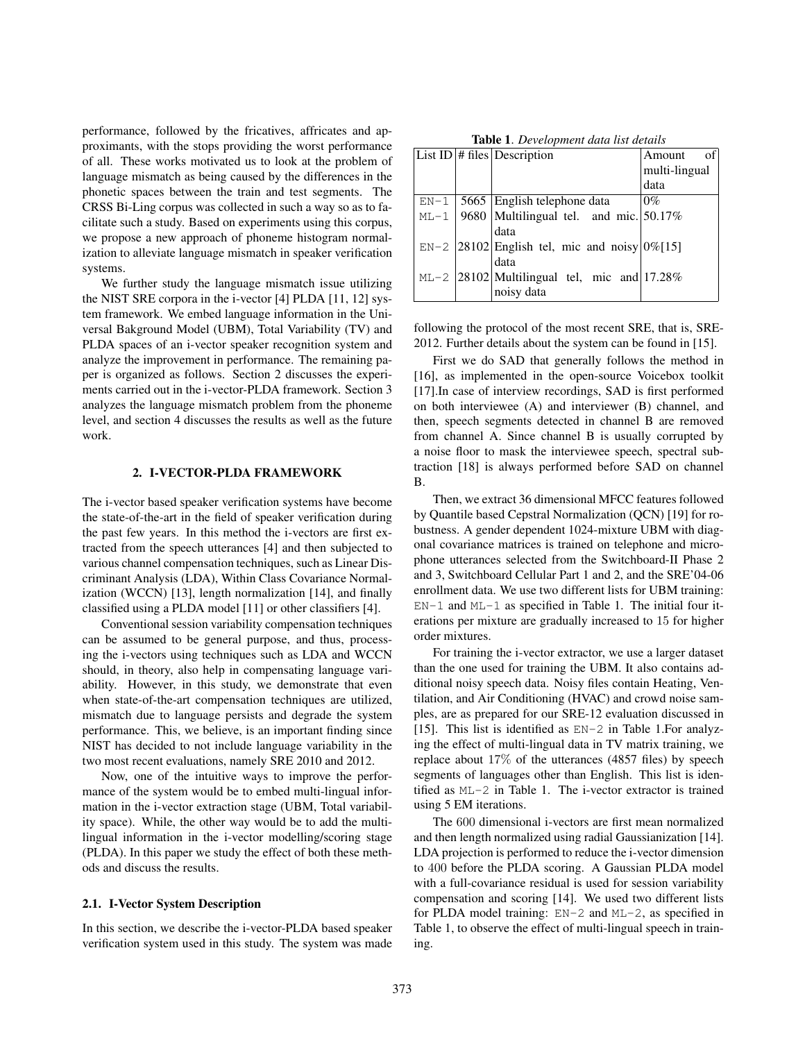performance, followed by the fricatives, affricates and approximants, with the stops providing the worst performance of all. These works motivated us to look at the problem of language mismatch as being caused by the differences in the phonetic spaces between the train and test segments. The CRSS Bi-Ling corpus was collected in such a way so as to facilitate such a study. Based on experiments using this corpus, we propose a new approach of phoneme histogram normalization to alleviate language mismatch in speaker verification systems.

We further study the language mismatch issue utilizing the NIST SRE corpora in the i-vector [4] PLDA [11, 12] system framework. We embed language information in the Universal Bakground Model (UBM), Total Variability (TV) and PLDA spaces of an i-vector speaker recognition system and analyze the improvement in performance. The remaining paper is organized as follows. Section 2 discusses the experiments carried out in the i-vector-PLDA framework. Section 3 analyzes the language mismatch problem from the phoneme level, and section 4 discusses the results as well as the future work.

## 2. I-VECTOR-PLDA FRAMEWORK

The i-vector based speaker verification systems have become the state-of-the-art in the field of speaker verification during the past few years. In this method the i-vectors are first extracted from the speech utterances [4] and then subjected to various channel compensation techniques, such as Linear Discriminant Analysis (LDA), Within Class Covariance Normalization (WCCN) [13], length normalization [14], and finally classified using a PLDA model [11] or other classifiers [4].

Conventional session variability compensation techniques can be assumed to be general purpose, and thus, processing the i-vectors using techniques such as LDA and WCCN should, in theory, also help in compensating language variability. However, in this study, we demonstrate that even when state-of-the-art compensation techniques are utilized, mismatch due to language persists and degrade the system performance. This, we believe, is an important finding since NIST has decided to not include language variability in the two most recent evaluations, namely SRE 2010 and 2012.

Now, one of the intuitive ways to improve the performance of the system would be to embed multi-lingual information in the i-vector extraction stage (UBM, Total variability space). While, the other way would be to add the multi-lingual information in the i-vector modelling/scoring stage (PLDA). In this paper we study the effect of both these methods and discuss the results.

### 2.1. I-Vector System Description

In this section, we describe the i-vector-PLDA based speaker verification system used in this study. The system was made following the protocol of the most recent SRE, that is, SRE-2012. Further details about the system can be found in [15].

**Table 1**. *Development data list details*

| List ID | # files | Description | Amount of multi-lingual data |
|---|---|---|---|
| EN-1 | 5665 | English telephone data | 0% |
| ML-1 | 9680 | Multilingual tel. and mic. data | 50.17% |
| EN-2 | 28102 | English tel, mic and noisy data | 0%[15] |
| ML-2 | 28102 | Multilingual tel, mic and noisy data | 17.28% |

First we do SAD that generally follows the method in [16], as implemented in the open-source Voicebox toolkit [17].In case of interview recordings, SAD is first performed on both interviewee (A) and interviewer (B) channel, and then, speech segments detected in channel B are removed from channel A. Since channel B is usually corrupted by a noise floor to mask the interviewee speech, spectral subtraction [18] is always performed before SAD on channel B.

Then, we extract 36 dimensional MFCC features followed by Quantile based Cepstral Normalization (QCN) [19] for robustness. A gender dependent 1024-mixture UBM with diagonal covariance matrices is trained on telephone and microphone utterances selected from the Switchboard-II Phase 2 and 3, Switchboard Cellular Part 1 and 2, and the SRE'04-06 enrollment data. We use two different lists for UBM training: EN-1 and ML-1 as specified in Table 1. The initial four iterations per mixture are gradually increased to 15 for higher order mixtures.

For training the i-vector extractor, we use a larger dataset than the one used for training the UBM. It also contains additional noisy speech data. Noisy files contain Heating, Ventilation, and Air Conditioning (HVAC) and crowd noise samples, are as prepared for our SRE-12 evaluation discussed in [15]. This list is identified as EN-2 in Table 1.For analyzing the effect of multi-lingual data in TV matrix training, we replace about 17% of the utterances (4857 files) by speech segments of languages other than English. This list is identified as ML-2 in Table 1. The i-vector extractor is trained using 5 EM iterations.

The 600 dimensional i-vectors are first mean normalized and then length normalized using radial Gaussianization [14]. LDA projection is performed to reduce the i-vector dimension to 400 before the PLDA scoring. A Gaussian PLDA model with a full-covariance residual is used for session variability compensation and scoring [14]. We used two different lists for PLDA model training: EN-2 and ML-2, as specified in Table 1, to observe the effect of multi-lingual speech in training.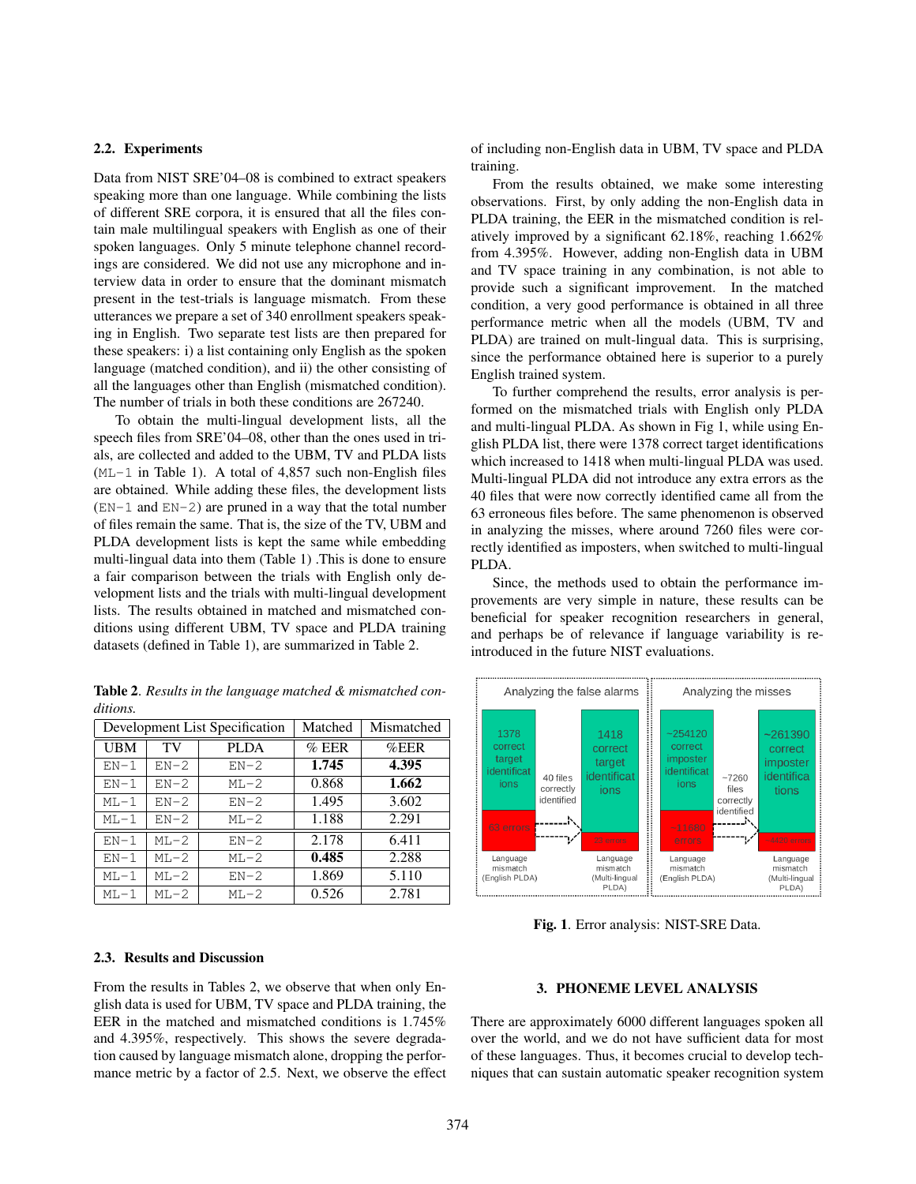### 2.2. Experiments

Data from NIST SRE'04–08 is combined to extract speakers speaking more than one language. While combining the lists of different SRE corpora, it is ensured that all the files contain male multilingual speakers with English as one of their spoken languages. Only 5 minute telephone channel recordings are considered. We did not use any microphone and interview data in order to ensure that the dominant mismatch present in the test-trials is language mismatch. From these utterances we prepare a set of 340 enrollment speakers speaking in English. Two separate test lists are then prepared for these speakers: i) a list containing only English as the spoken language (matched condition), and ii) the other consisting of all the languages other than English (mismatched condition). The number of trials in both these conditions are 267240.

To obtain the multi-lingual development lists, all the speech files from SRE'04–08, other than the ones used in trials, are collected and added to the UBM, TV and PLDA lists (`ML-1` in Table 1). A total of 4,857 such non-English files are obtained. While adding these files, the development lists (`EN-1` and `EN-2`) are pruned in a way that the total number of files remain the same. That is, the size of the TV, UBM and PLDA development lists is kept the same while embedding multi-lingual data into them (Table 1) .This is done to ensure a fair comparison between the trials with English only development lists and the trials with multi-lingual development lists. The results obtained in matched and mismatched conditions using different UBM, TV space and PLDA training datasets (defined in Table 1), are summarized in Table 2.

**Table 2**. *Results in the language matched & mismatched conditions.*

| Development List Specification | | | Matched | Mismatched |
|---|---|---|---|---|
| UBM | TV | PLDA | % EER | %EER |
| EN-1 | EN-2 | EN-2 | **1.745** | **4.395** |
| EN-1 | EN-2 | ML-2 | 0.868 | **1.662** |
| ML-1 | EN-2 | EN-2 | 1.495 | 3.602 |
| ML-1 | EN-2 | ML-2 | 1.188 | 2.291 |
| EN-1 | ML-2 | EN-2 | 2.178 | 6.411 |
| EN-1 | ML-2 | ML-2 | **0.485** | 2.288 |
| ML-1 | ML-2 | EN-2 | 1.869 | 5.110 |
| ML-1 | ML-2 | ML-2 | 0.526 | 2.781 |

### 2.3. Results and Discussion

From the results in Tables 2, we observe that when only English data is used for UBM, TV space and PLDA training, the EER in the matched and mismatched conditions is 1.745% and 4.395%, respectively. This shows the severe degradation caused by language mismatch alone, dropping the performance metric by a factor of 2.5. Next, we observe the effect of including non-English data in UBM, TV space and PLDA training.

From the results obtained, we make some interesting observations. First, by only adding the non-English data in PLDA training, the EER in the mismatched condition is relatively improved by a significant 62.18%, reaching 1.662% from 4.395%. However, adding non-English data in UBM and TV space training in any combination, is not able to provide such a significant improvement. In the matched condition, a very good performance is obtained in all three performance metric when all the models (UBM, TV and PLDA) are trained on mult-lingual data. This is surprising, since the performance obtained here is superior to a purely English trained system.

To further comprehend the results, error analysis is performed on the mismatched trials with English only PLDA and multi-lingual PLDA. As shown in Fig 1, while using English PLDA list, there were 1378 correct target identifications which increased to 1418 when multi-lingual PLDA was used. Multi-lingual PLDA did not introduce any extra errors as the 40 files that were now correctly identified came all from the 63 erroneous files before. The same phenomenon is observed in analyzing the misses, where around 7260 files were correctly identified as imposters, when switched to multi-lingual PLDA.

Since, the methods used to obtain the performance improvements are very simple in nature, these results can be beneficial for speaker recognition researchers in general, and perhaps be of relevance if language variability is reintroduced in the future NIST evaluations.

**Fig. 1**. Error analysis: NIST-SRE Data.

## 3. PHONEME LEVEL ANALYSIS

There are approximately 6000 different languages spoken all over the world, and we do not have sufficient data for most of these languages. Thus, it becomes crucial to develop techniques that can sustain automatic speaker recognition system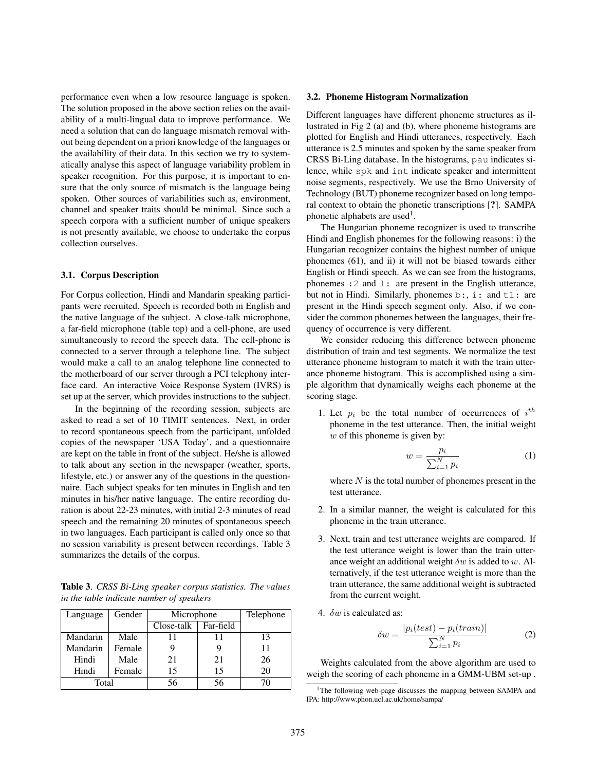performance even when a low resource language is spoken. The solution proposed in the above section relies on the availability of a multi-lingual data to improve performance. We need a solution that can do language mismatch removal without being dependent on a priori knowledge of the languages or the availability of their data. In this section we try to systematically analyse this aspect of language variability problem in speaker recognition. For this purpose, it is important to ensure that the only source of mismatch is the language being spoken. Other sources of variabilities such as, environment, channel and speaker traits should be minimal. Since such a speech corpora with a sufficient number of unique speakers is not presently available, we choose to undertake the corpus collection ourselves.

### 3.1. Corpus Description

For Corpus collection, Hindi and Mandarin speaking participants were recruited. Speech is recorded both in English and the native language of the subject. A close-talk microphone, a far-field microphone (table top) and a cell-phone, are used simultaneously to record the speech data. The cell-phone is connected to a server through a telephone line. The subject would make a call to an analog telephone line connected to the motherboard of our server through a PCI telephony interface card. An interactive Voice Response System (IVRS) is set up at the server, which provides instructions to the subject.

In the beginning of the recording session, subjects are asked to read a set of 10 TIMIT sentences. Next, in order to record spontaneous speech from the participant, unfolded copies of the newspaper 'USA Today', and a questionnaire are kept on the table in front of the subject. He/she is allowed to talk about any section in the newspaper (weather, sports, lifestyle, etc.) or answer any of the questions in the questionnaire. Each subject speaks for ten minutes in English and ten minutes in his/her native language. The entire recording duration is about 22-23 minutes, with initial 2-3 minutes of read speech and the remaining 20 minutes of spontaneous speech in two languages. Each participant is called only once so that no session variability is present between recordings. Table 3 summarizes the details of the corpus.

**Table 3**. *CRSS Bi-Ling speaker corpus statistics. The values in the table indicate number of speakers*

| Language | Gender | Microphone | | Telephone |
|---|---|---|---|---|
| | | Close-talk | Far-field | |
| Mandarin | Male | 11 | 11 | 13 |
| Mandarin | Female | 9 | 9 | 11 |
| Hindi | Male | 21 | 21 | 26 |
| Hindi | Female | 15 | 15 | 20 |
| Total | | 56 | 56 | 70 |

### 3.2. Phoneme Histogram Normalization

Different languages have different phoneme structures as illustrated in Fig 2 (a) and (b), where phoneme histograms are plotted for English and Hindi utterances, respectively. Each utterance is 2.5 minutes and spoken by the same speaker from CRSS Bi-Ling database. In the histograms, `pau` indicates silence, while `spk` and `int` indicate speaker and intermittent noise segments, respectively. We use the Brno University of Technology (BUT) phoneme recognizer based on long temporal context to obtain the phonetic transcriptions [?]. SAMPA phonetic alphabets are used[1].

The Hungarian phoneme recognizer is used to transcribe Hindi and English phonemes for the following reasons: i) the Hungarian recognizer contains the highest number of unique phonemes (61), and ii) it will not be biased towards either English or Hindi speech. As we can see from the histograms, phonemes `:2` and `l:` are present in the English utterance, but not in Hindi. Similarly, phonemes `b:`, `i:` and `t1:` are present in the Hindi speech segment only. Also, if we consider the common phonemes between the languages, their frequency of occurrence is very different.

We consider reducing this difference between phoneme distribution of train and test segments. We normalize the test utterance phoneme histogram to match it with the train utterance phoneme histogram. This is accomplished using a simple algorithm that dynamically weighs each phoneme at the scoring stage.

1. Let $p_i$ be the total number of occurrences of $i^{th}$ phoneme in the test utterance. Then, the initial weight $w$ of this phoneme is given by:

$$w = \frac{p_i}{\sum_{i=1}^{N} p_i} \tag{1}$$

   where $N$ is the total number of phonemes present in the test utterance.

2. In a similar manner, the weight is calculated for this phoneme in the train utterance.

3. Next, train and test utterance weights are compared. If the test utterance weight is lower than the train utterance weight an additional weight $\delta w$ is added to $w$. Alternatively, if the test utterance weight is more than the train utterance, the same additional weight is subtracted from the current weight.

4. $\delta w$ is calculated as:

$$\delta w = \frac{|p_i(test) - p_i(train)|}{\sum_{i=1}^{N} p_i} \tag{2}$$

Weights calculated from the above algorithm are used to weigh the scoring of each phoneme in a GMM-UBM set-up .

[1]The following web-page discusses the mapping between SAMPA and IPA: http://www.phon.ucl.ac.uk/home/sampa/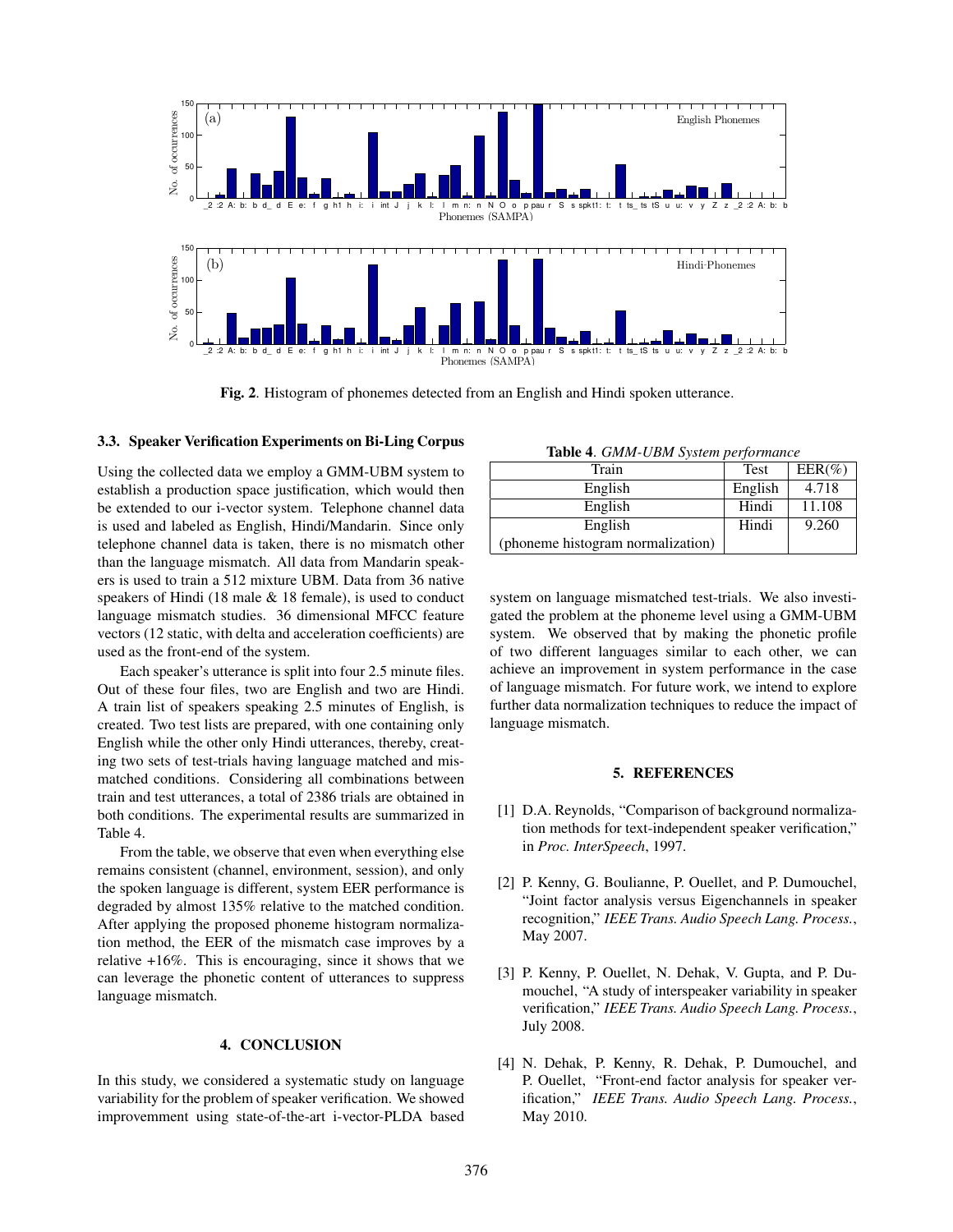**Fig. 2**. Histogram of phonemes detected from an English and Hindi spoken utterance.

### 3.3. Speaker Verification Experiments on Bi-Ling Corpus

Using the collected data we employ a GMM-UBM system to establish a production space justification, which would then be extended to our i-vector system. Telephone channel data is used and labeled as English, Hindi/Mandarin. Since only telephone channel data is taken, there is no mismatch other than the language mismatch. All data from Mandarin speakers is used to train a 512 mixture UBM. Data from 36 native speakers of Hindi (18 male & 18 female), is used to conduct language mismatch studies. 36 dimensional MFCC feature vectors (12 static, with delta and acceleration coefficients) are used as the front-end of the system.

Each speaker's utterance is split into four 2.5 minute files. Out of these four files, two are English and two are Hindi. A train list of speakers speaking 2.5 minutes of English, is created. Two test lists are prepared, with one containing only English while the other only Hindi utterances, thereby, creating two sets of test-trials having language matched and mismatched conditions. Considering all combinations between train and test utterances, a total of 2386 trials are obtained in both conditions. The experimental results are summarized in Table 4.

From the table, we observe that even when everything else remains consistent (channel, environment, session), and only the spoken language is different, system EER performance is degraded by almost 135% relative to the matched condition. After applying the proposed phoneme histogram normalization method, the EER of the mismatch case improves by a relative +16%. This is encouraging, since it shows that we can leverage the phonetic content of utterances to suppress language mismatch.

**Table 4**. *GMM-UBM System performance*

| Train | Test | EER(%) |
|---|---|---|
| English | English | 4.718 |
| English | Hindi | 11.108 |
| English (phoneme histogram normalization) | Hindi | 9.260 |

## 4. CONCLUSION

In this study, we considered a systematic study on language variability for the problem of speaker verification. We showed improvemment using state-of-the-art i-vector-PLDA based system on language mismatched test-trials. We also investigated the problem at the phoneme level using a GMM-UBM system. We observed that by making the phonetic profile of two different languages similar to each other, we can achieve an improvement in system performance in the case of language mismatch. For future work, we intend to explore further data normalization techniques to reduce the impact of language mismatch.

## 5. REFERENCES

[1] D.A. Reynolds, "Comparison of background normalization methods for text-independent speaker verification," in *Proc. InterSpeech*, 1997.

[2] P. Kenny, G. Boulianne, P. Ouellet, and P. Dumouchel, "Joint factor analysis versus Eigenchannels in speaker recognition," *IEEE Trans. Audio Speech Lang. Process.*, May 2007.

[3] P. Kenny, P. Ouellet, N. Dehak, V. Gupta, and P. Dumouchel, "A study of interspeaker variability in speaker verification," *IEEE Trans. Audio Speech Lang. Process.*, July 2008.

[4] N. Dehak, P. Kenny, R. Dehak, P. Dumouchel, and P. Ouellet, "Front-end factor analysis for speaker verification," *IEEE Trans. Audio Speech Lang. Process.*, May 2010.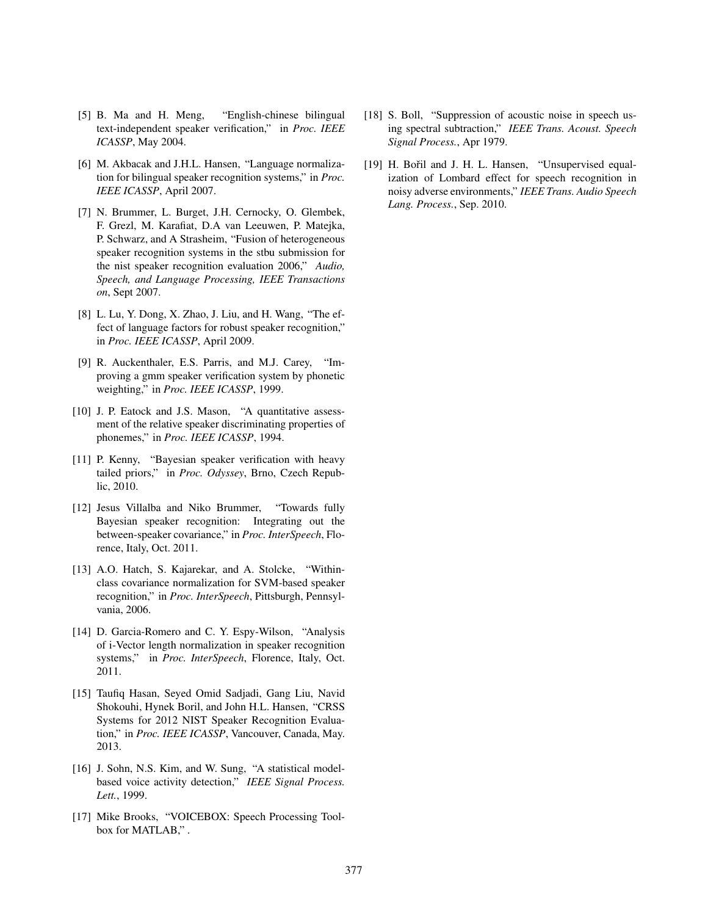[5] B. Ma and H. Meng, "English-chinese bilingual text-independent speaker verification," in *Proc. IEEE ICASSP*, May 2004.

[6] M. Akbacak and J.H.L. Hansen, "Language normalization for bilingual speaker recognition systems," in *Proc. IEEE ICASSP*, April 2007.

[7] N. Brummer, L. Burget, J.H. Cernocky, O. Glembek, F. Grezl, M. Karafiat, D.A van Leeuwen, P. Matejka, P. Schwarz, and A Strasheim, "Fusion of heterogeneous speaker recognition systems in the stbu submission for the nist speaker recognition evaluation 2006," *Audio, Speech, and Language Processing, IEEE Transactions on*, Sept 2007.

[8] L. Lu, Y. Dong, X. Zhao, J. Liu, and H. Wang, "The effect of language factors for robust speaker recognition," in *Proc. IEEE ICASSP*, April 2009.

[9] R. Auckenthaler, E.S. Parris, and M.J. Carey, "Improving a gmm speaker verification system by phonetic weighting," in *Proc. IEEE ICASSP*, 1999.

[10] J. P. Eatock and J.S. Mason, "A quantitative assessment of the relative speaker discriminating properties of phonemes," in *Proc. IEEE ICASSP*, 1994.

[11] P. Kenny, "Bayesian speaker verification with heavy tailed priors," in *Proc. Odyssey*, Brno, Czech Republic, 2010.

[12] Jesus Villalba and Niko Brummer, "Towards fully Bayesian speaker recognition: Integrating out the between-speaker covariance," in *Proc. InterSpeech*, Florence, Italy, Oct. 2011.

[13] A.O. Hatch, S. Kajarekar, and A. Stolcke, "Within-class covariance normalization for SVM-based speaker recognition," in *Proc. InterSpeech*, Pittsburgh, Pennsylvania, 2006.

[14] D. Garcia-Romero and C. Y. Espy-Wilson, "Analysis of i-Vector length normalization in speaker recognition systems," in *Proc. InterSpeech*, Florence, Italy, Oct. 2011.

[15] Taufiq Hasan, Seyed Omid Sadjadi, Gang Liu, Navid Shokouhi, Hynek Boril, and John H.L. Hansen, "CRSS Systems for 2012 NIST Speaker Recognition Evaluation," in *Proc. IEEE ICASSP*, Vancouver, Canada, May. 2013.

[16] J. Sohn, N.S. Kim, and W. Sung, "A statistical model-based voice activity detection," *IEEE Signal Process. Lett.*, 1999.

[17] Mike Brooks, "VOICEBOX: Speech Processing Toolbox for MATLAB," .

[18] S. Boll, "Suppression of acoustic noise in speech using spectral subtraction," *IEEE Trans. Acoust. Speech Signal Process.*, Apr 1979.

[19] H. Bořil and J. H. L. Hansen, "Unsupervised equalization of Lombard effect for speech recognition in noisy adverse environments," *IEEE Trans. Audio Speech Lang. Process.*, Sep. 2010.